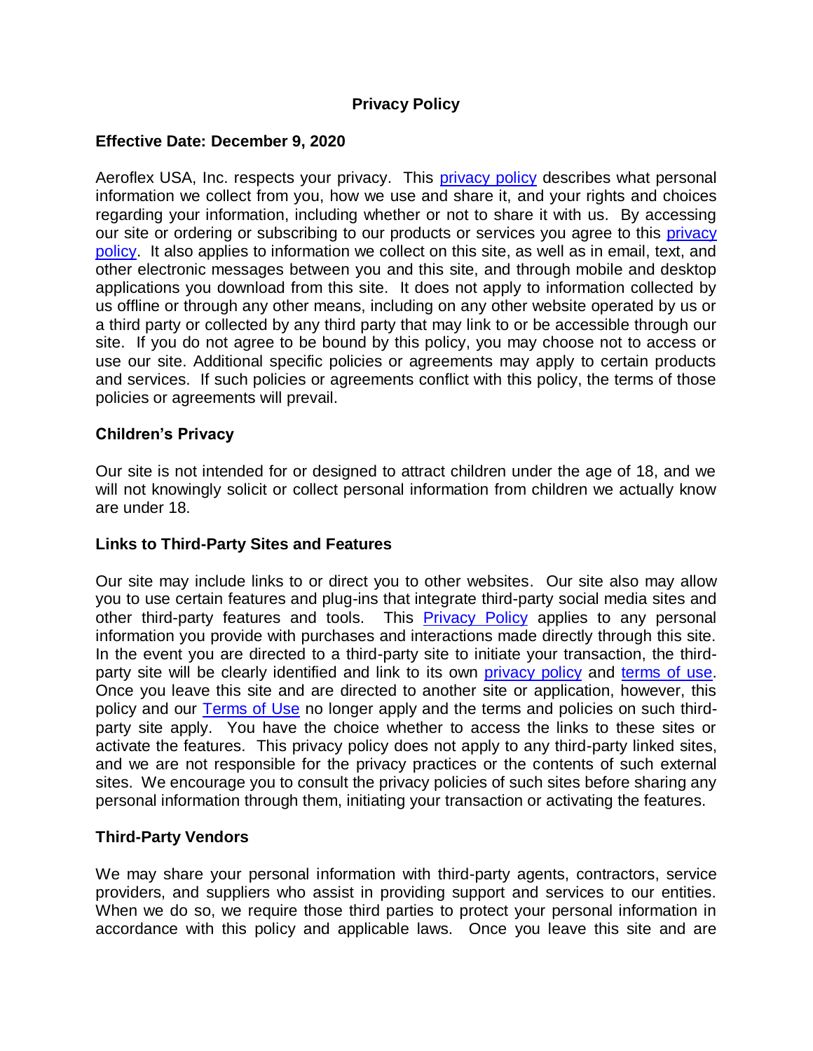# Privacy Policy

**Effective Date: December 9, 2020**

Aeroflex USA, Inc. respects your privacy. This privacy policy describes what personal information we collect from you, how we use and share it, and your rights and choices regarding your information, including whether or not to share it with us. By accessing our site or ordering or subscribing to our products or services you agree to this privacy policy. It also applies to information we collect on this site, as well as in email, text, and other electronic messages between you and this site, and through mobile and desktop applications you download from this site. It does not apply to information collected by us offline or through any other means, including on any other website operated by us or a third party or collected by any third party that may link to or be accessible through our site. If you do not agree to be bound by this policy, you may choose not to access or use our site. Additional specific policies or agreements may apply to certain products and services. If such policies or agreements conflict with this policy, the terms of those policies or agreements will prevail.

## Children's Privacy

Our site is not intended for or designed to attract children under the age of 18, and we will not knowingly solicit or collect personal information from children we actually know are under 18.

## Links to Third-Party Sites and Features

Our site may include links to or direct you to other websites. Our site also may allow you to use certain features and plug-ins that integrate third-party social media sites and other third-party features and tools. This Privacy Policy applies to any personal information you provide with purchases and interactions made directly through this site. In the event you are directed to a third-party site to initiate your transaction, the third-party site will be clearly identified and link to its own privacy policy and terms of use. Once you leave this site and are directed to another site or application, however, this policy and our Terms of Use no longer apply and the terms and policies on such third-party site apply. You have the choice whether to access the links to these sites or activate the features. This privacy policy does not apply to any third-party linked sites, and we are not responsible for the privacy practices or the contents of such external sites. We encourage you to consult the privacy policies of such sites before sharing any personal information through them, initiating your transaction or activating the features.

## Third-Party Vendors

We may share your personal information with third-party agents, contractors, service providers, and suppliers who assist in providing support and services to our entities. When we do so, we require those third parties to protect your personal information in accordance with this policy and applicable laws. Once you leave this site and are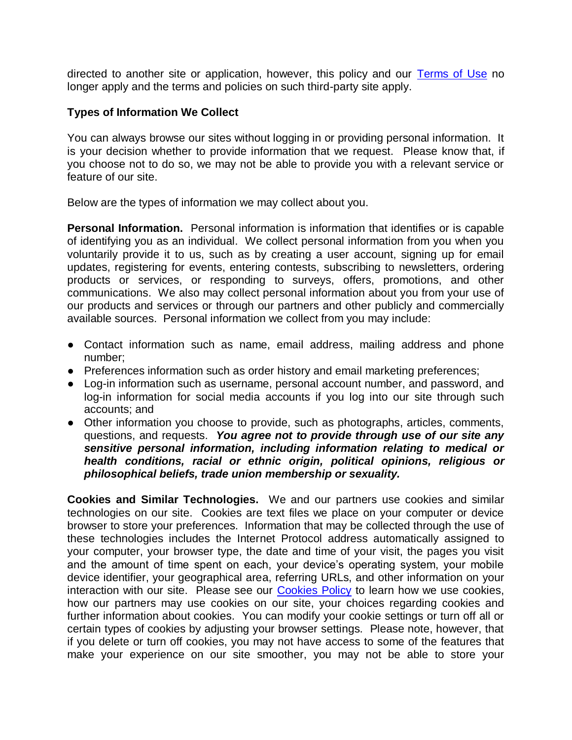directed to another site or application, however, this policy and our [Terms of Use]() no longer apply and the terms and policies on such third-party site apply.

**Types of Information We Collect**

You can always browse our sites without logging in or providing personal information. It is your decision whether to provide information that we request. Please know that, if you choose not to do so, we may not be able to provide you with a relevant service or feature of our site.

Below are the types of information we may collect about you.

**Personal Information.** Personal information is information that identifies or is capable of identifying you as an individual. We collect personal information from you when you voluntarily provide it to us, such as by creating a user account, signing up for email updates, registering for events, entering contests, subscribing to newsletters, ordering products or services, or responding to surveys, offers, promotions, and other communications. We also may collect personal information about you from your use of our products and services or through our partners and other publicly and commercially available sources. Personal information we collect from you may include:

- Contact information such as name, email address, mailing address and phone number;
- Preferences information such as order history and email marketing preferences;
- Log-in information such as username, personal account number, and password, and log-in information for social media accounts if you log into our site through such accounts; and
- Other information you choose to provide, such as photographs, articles, comments, questions, and requests. ***You agree not to provide through use of our site any sensitive personal information, including information relating to medical or health conditions, racial or ethnic origin, political opinions, religious or philosophical beliefs, trade union membership or sexuality.***

**Cookies and Similar Technologies.** We and our partners use cookies and similar technologies on our site. Cookies are text files we place on your computer or device browser to store your preferences. Information that may be collected through the use of these technologies includes the Internet Protocol address automatically assigned to your computer, your browser type, the date and time of your visit, the pages you visit and the amount of time spent on each, your device's operating system, your mobile device identifier, your geographical area, referring URLs, and other information on your interaction with our site. Please see our [Cookies Policy]() to learn how we use cookies, how our partners may use cookies on our site, your choices regarding cookies and further information about cookies. You can modify your cookie settings or turn off all or certain types of cookies by adjusting your browser settings. Please note, however, that if you delete or turn off cookies, you may not have access to some of the features that make your experience on our site smoother, you may not be able to store your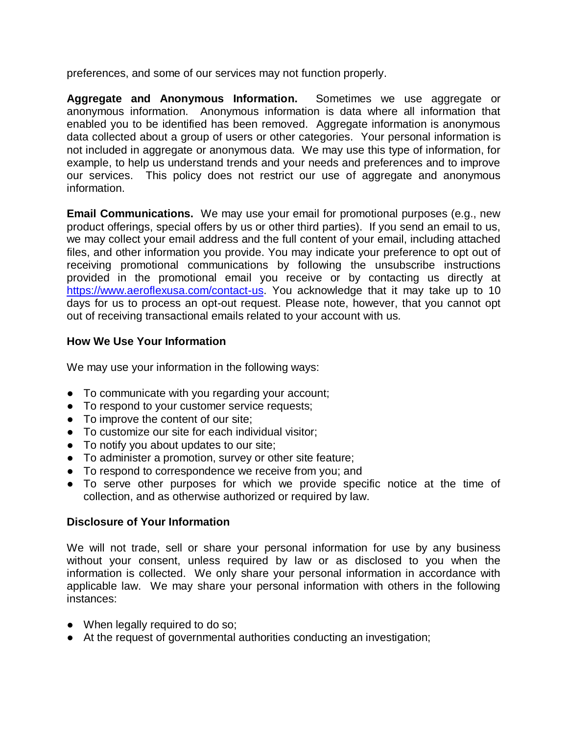preferences, and some of our services may not function properly.

**Aggregate and Anonymous Information.** Sometimes we use aggregate or anonymous information. Anonymous information is data where all information that enabled you to be identified has been removed. Aggregate information is anonymous data collected about a group of users or other categories. Your personal information is not included in aggregate or anonymous data. We may use this type of information, for example, to help us understand trends and your needs and preferences and to improve our services. This policy does not restrict our use of aggregate and anonymous information.

**Email Communications.** We may use your email for promotional purposes (e.g., new product offerings, special offers by us or other third parties). If you send an email to us, we may collect your email address and the full content of your email, including attached files, and other information you provide. You may indicate your preference to opt out of receiving promotional communications by following the unsubscribe instructions provided in the promotional email you receive or by contacting us directly at [https://www.aeroflexusa.com/contact-us](https://www.aeroflexusa.com/contact-us). You acknowledge that it may take up to 10 days for us to process an opt-out request. Please note, however, that you cannot opt out of receiving transactional emails related to your account with us.

**How We Use Your Information**

We may use your information in the following ways:

- To communicate with you regarding your account;
- To respond to your customer service requests;
- To improve the content of our site;
- To customize our site for each individual visitor;
- To notify you about updates to our site;
- To administer a promotion, survey or other site feature;
- To respond to correspondence we receive from you; and
- To serve other purposes for which we provide specific notice at the time of collection, and as otherwise authorized or required by law.

**Disclosure of Your Information**

We will not trade, sell or share your personal information for use by any business without your consent, unless required by law or as disclosed to you when the information is collected. We only share your personal information in accordance with applicable law. We may share your personal information with others in the following instances:

- When legally required to do so;
- At the request of governmental authorities conducting an investigation;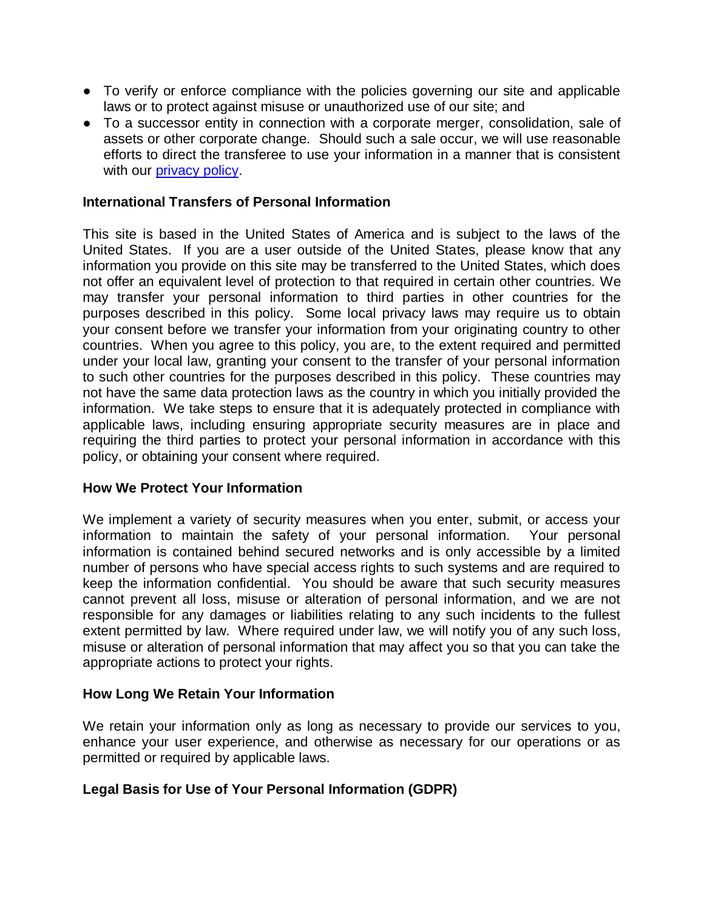- To verify or enforce compliance with the policies governing our site and applicable laws or to protect against misuse or unauthorized use of our site; and
- To a successor entity in connection with a corporate merger, consolidation, sale of assets or other corporate change. Should such a sale occur, we will use reasonable efforts to direct the transferee to use your information in a manner that is consistent with our privacy policy.

**International Transfers of Personal Information**

This site is based in the United States of America and is subject to the laws of the United States. If you are a user outside of the United States, please know that any information you provide on this site may be transferred to the United States, which does not offer an equivalent level of protection to that required in certain other countries. We may transfer your personal information to third parties in other countries for the purposes described in this policy. Some local privacy laws may require us to obtain your consent before we transfer your information from your originating country to other countries. When you agree to this policy, you are, to the extent required and permitted under your local law, granting your consent to the transfer of your personal information to such other countries for the purposes described in this policy. These countries may not have the same data protection laws as the country in which you initially provided the information. We take steps to ensure that it is adequately protected in compliance with applicable laws, including ensuring appropriate security measures are in place and requiring the third parties to protect your personal information in accordance with this policy, or obtaining your consent where required.

**How We Protect Your Information**

We implement a variety of security measures when you enter, submit, or access your information to maintain the safety of your personal information. Your personal information is contained behind secured networks and is only accessible by a limited number of persons who have special access rights to such systems and are required to keep the information confidential. You should be aware that such security measures cannot prevent all loss, misuse or alteration of personal information, and we are not responsible for any damages or liabilities relating to any such incidents to the fullest extent permitted by law. Where required under law, we will notify you of any such loss, misuse or alteration of personal information that may affect you so that you can take the appropriate actions to protect your rights.

**How Long We Retain Your Information**

We retain your information only as long as necessary to provide our services to you, enhance your user experience, and otherwise as necessary for our operations or as permitted or required by applicable laws.

**Legal Basis for Use of Your Personal Information (GDPR)**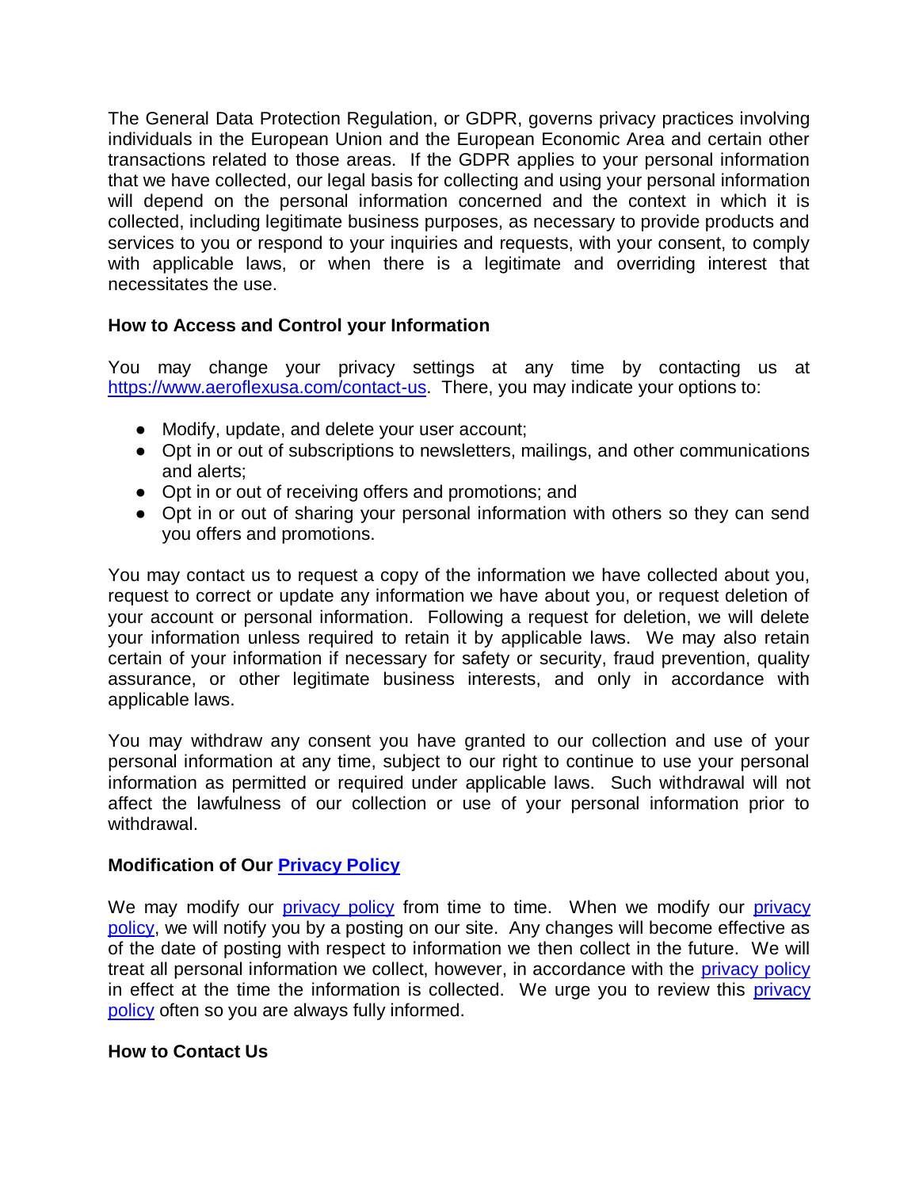The General Data Protection Regulation, or GDPR, governs privacy practices involving individuals in the European Union and the European Economic Area and certain other transactions related to those areas. If the GDPR applies to your personal information that we have collected, our legal basis for collecting and using your personal information will depend on the personal information concerned and the context in which it is collected, including legitimate business purposes, as necessary to provide products and services to you or respond to your inquiries and requests, with your consent, to comply with applicable laws, or when there is a legitimate and overriding interest that necessitates the use.

**How to Access and Control your Information**

You may change your privacy settings at any time by contacting us at [https://www.aeroflexusa.com/contact-us](https://www.aeroflexusa.com/contact-us). There, you may indicate your options to:

- Modify, update, and delete your user account;
- Opt in or out of subscriptions to newsletters, mailings, and other communications and alerts;
- Opt in or out of receiving offers and promotions; and
- Opt in or out of sharing your personal information with others so they can send you offers and promotions.

You may contact us to request a copy of the information we have collected about you, request to correct or update any information we have about you, or request deletion of your account or personal information. Following a request for deletion, we will delete your information unless required to retain it by applicable laws. We may also retain certain of your information if necessary for safety or security, fraud prevention, quality assurance, or other legitimate business interests, and only in accordance with applicable laws.

You may withdraw any consent you have granted to our collection and use of your personal information at any time, subject to our right to continue to use your personal information as permitted or required under applicable laws. Such withdrawal will not affect the lawfulness of our collection or use of your personal information prior to withdrawal.

**Modification of Our Privacy Policy**

We may modify our privacy policy from time to time. When we modify our privacy policy, we will notify you by a posting on our site. Any changes will become effective as of the date of posting with respect to information we then collect in the future. We will treat all personal information we collect, however, in accordance with the privacy policy in effect at the time the information is collected. We urge you to review this privacy policy often so you are always fully informed.

**How to Contact Us**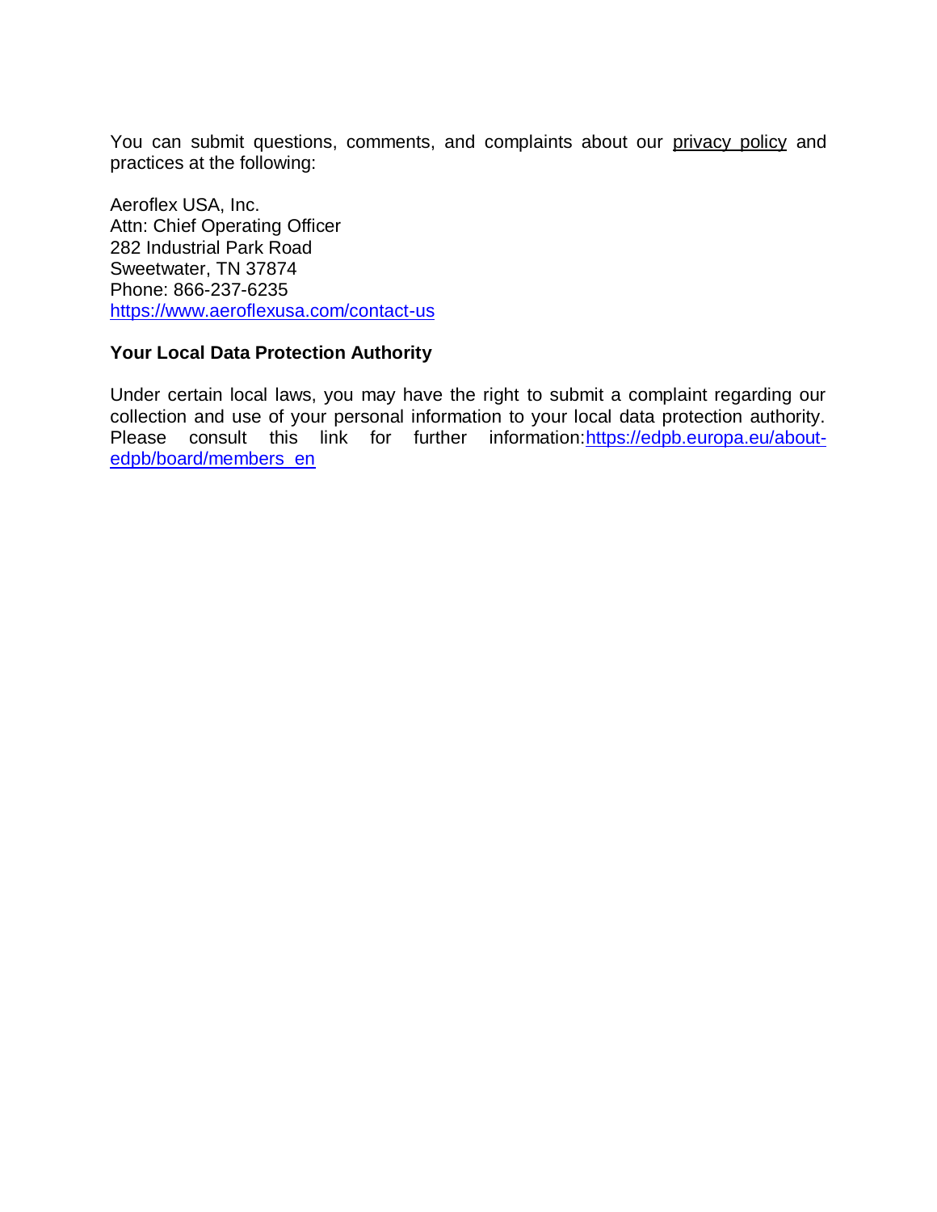You can submit questions, comments, and complaints about our privacy policy and practices at the following:

Aeroflex USA, Inc.
Attn: Chief Operating Officer
282 Industrial Park Road
Sweetwater, TN 37874
Phone: 866-237-6235
https://www.aeroflexusa.com/contact-us

**Your Local Data Protection Authority**

Under certain local laws, you may have the right to submit a complaint regarding our collection and use of your personal information to your local data protection authority. Please consult this link for further information:https://edpb.europa.eu/about-edpb/board/members_en